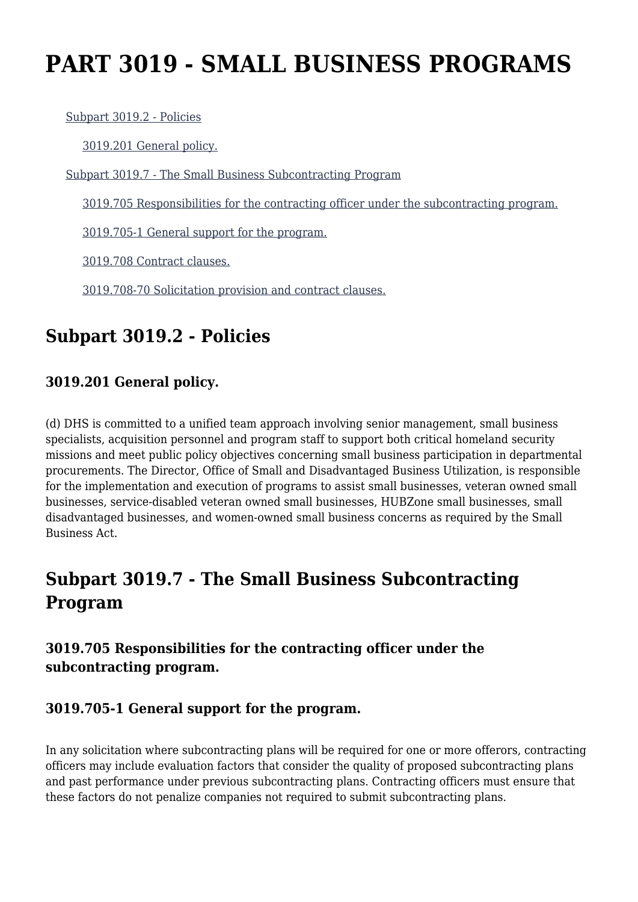# PART 3019 - SMALL BUSINESS PROGRAMS

- [Subpart 3019.2 - Policies]
  - [3019.201 General policy.]
- [Subpart 3019.7 - The Small Business Subcontracting Program]
  - [3019.705 Responsibilities for the contracting officer under the subcontracting program.]
  - [3019.705-1 General support for the program.]
  - [3019.708 Contract clauses.]
  - [3019.708-70 Solicitation provision and contract clauses.]

## Subpart 3019.2 - Policies

### 3019.201 General policy.

(d) DHS is committed to a unified team approach involving senior management, small business specialists, acquisition personnel and program staff to support both critical homeland security missions and meet public policy objectives concerning small business participation in departmental procurements. The Director, Office of Small and Disadvantaged Business Utilization, is responsible for the implementation and execution of programs to assist small businesses, veteran owned small businesses, service-disabled veteran owned small businesses, HUBZone small businesses, small disadvantaged businesses, and women-owned small business concerns as required by the Small Business Act.

## Subpart 3019.7 - The Small Business Subcontracting Program

### 3019.705 Responsibilities for the contracting officer under the subcontracting program.

### 3019.705-1 General support for the program.

In any solicitation where subcontracting plans will be required for one or more offerors, contracting officers may include evaluation factors that consider the quality of proposed subcontracting plans and past performance under previous subcontracting plans. Contracting officers must ensure that these factors do not penalize companies not required to submit subcontracting plans.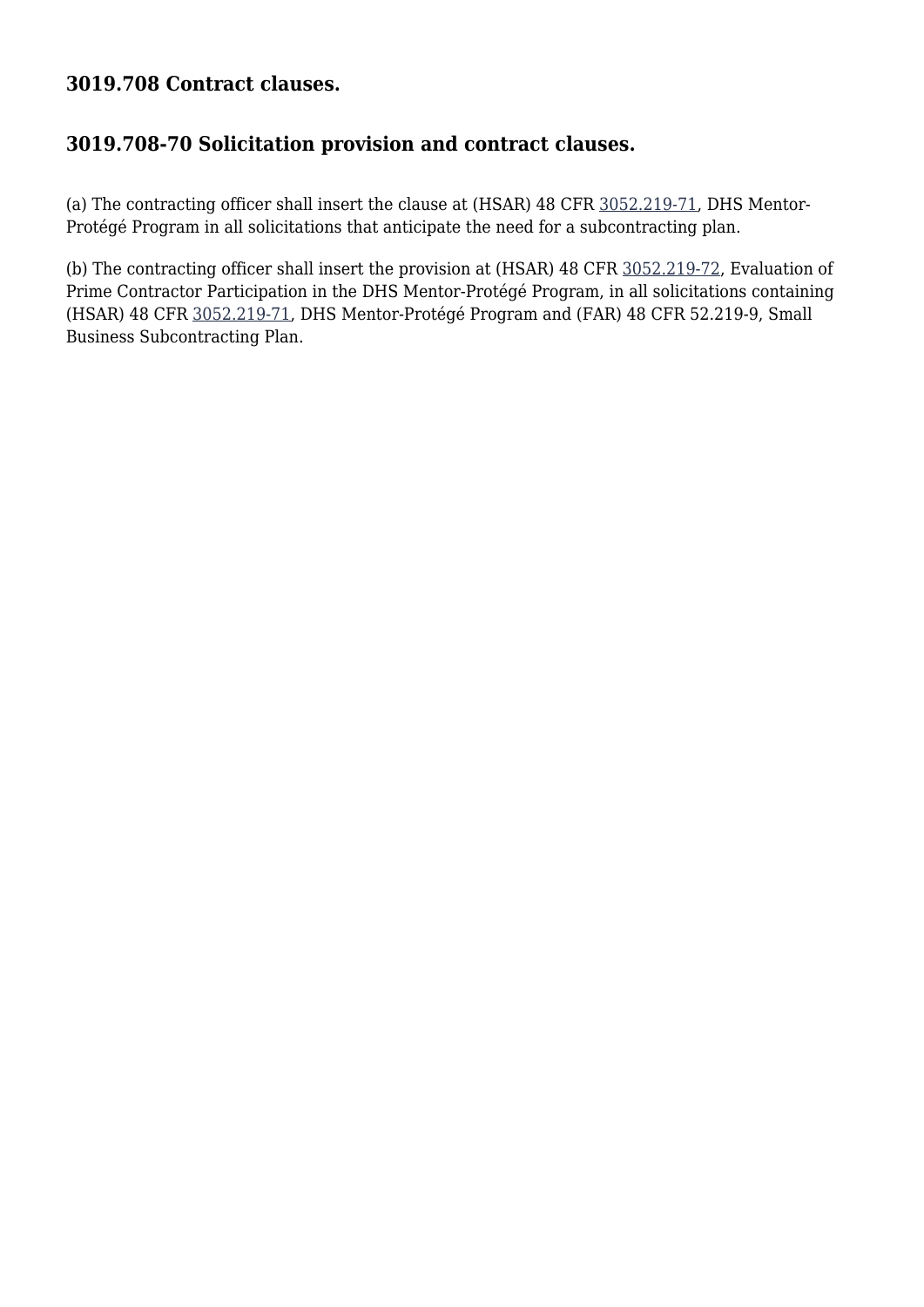## 3019.708 Contract clauses.

## 3019.708-70 Solicitation provision and contract clauses.

(a) The contracting officer shall insert the clause at (HSAR) 48 CFR 3052.219-71, DHS Mentor-Protégé Program in all solicitations that anticipate the need for a subcontracting plan.

(b) The contracting officer shall insert the provision at (HSAR) 48 CFR 3052.219-72, Evaluation of Prime Contractor Participation in the DHS Mentor-Protégé Program, in all solicitations containing (HSAR) 48 CFR 3052.219-71, DHS Mentor-Protégé Program and (FAR) 48 CFR 52.219-9, Small Business Subcontracting Plan.